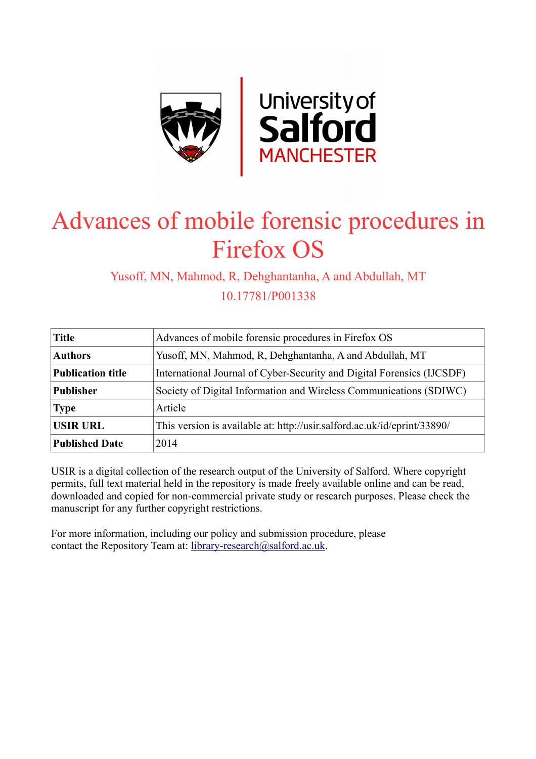# Advances of mobile forensic procedures in Firefox OS

Yusoff, MN, Mahmod, R, Dehghantanha, A and Abdullah, MT

10.17781/P001338

| Title | Advances of mobile forensic procedures in Firefox OS |
|---|---|
| **Authors** | Yusoff, MN, Mahmod, R, Dehghantanha, A and Abdullah, MT |
| **Publication title** | International Journal of Cyber-Security and Digital Forensics (IJCSDF) |
| **Publisher** | Society of Digital Information and Wireless Communications (SDIWC) |
| **Type** | Article |
| **USIR URL** | This version is available at: http://usir.salford.ac.uk/id/eprint/33890/ |
| **Published Date** | 2014 |

USIR is a digital collection of the research output of the University of Salford. Where copyright permits, full text material held in the repository is made freely available online and can be read, downloaded and copied for non-commercial private study or research purposes. Please check the manuscript for any further copyright restrictions.

For more information, including our policy and submission procedure, please contact the Repository Team at: library-research@salford.ac.uk.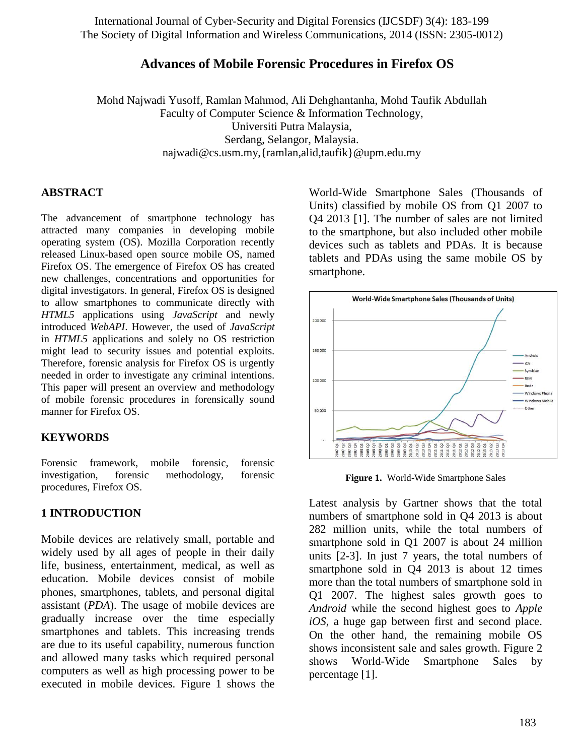# Advances of Mobile Forensic Procedures in Firefox OS

Mohd Najwadi Yusoff, Ramlan Mahmod, Ali Dehghantanha, Mohd Taufik Abdullah
Faculty of Computer Science & Information Technology,
Universiti Putra Malaysia,
Serdang, Selangor, Malaysia.
najwadi@cs.usm.my,{ramlan,alid,taufik}@upm.edu.my

## ABSTRACT

The advancement of smartphone technology has attracted many companies in developing mobile operating system (OS). Mozilla Corporation recently released Linux-based open source mobile OS, named Firefox OS. The emergence of Firefox OS has created new challenges, concentrations and opportunities for digital investigators. In general, Firefox OS is designed to allow smartphones to communicate directly with *HTML5* applications using *JavaScript* and newly introduced *WebAPI*. However, the used of *JavaScript* in *HTML5* applications and solely no OS restriction might lead to security issues and potential exploits. Therefore, forensic analysis for Firefox OS is urgently needed in order to investigate any criminal intentions. This paper will present an overview and methodology of mobile forensic procedures in forensically sound manner for Firefox OS.

## KEYWORDS

Forensic framework, mobile forensic, forensic investigation, forensic methodology, forensic procedures, Firefox OS.

## 1 INTRODUCTION

Mobile devices are relatively small, portable and widely used by all ages of people in their daily life, business, entertainment, medical, as well as education. Mobile devices consist of mobile phones, smartphones, tablets, and personal digital assistant (*PDA*). The usage of mobile devices are gradually increase over the time especially smartphones and tablets. This increasing trends are due to its useful capability, numerous function and allowed many tasks which required personal computers as well as high processing power to be executed in mobile devices. Figure 1 shows the World-Wide Smartphone Sales (Thousands of Units) classified by mobile OS from Q1 2007 to Q4 2013 [1]. The number of sales are not limited to the smartphone, but also included other mobile devices such as tablets and PDAs. It is because tablets and PDAs using the same mobile OS by smartphone.

**Figure 1.** World-Wide Smartphone Sales

Latest analysis by Gartner shows that the total numbers of smartphone sold in Q4 2013 is about 282 million units, while the total numbers of smartphone sold in Q1 2007 is about 24 million units [2-3]. In just 7 years, the total numbers of smartphone sold in Q4 2013 is about 12 times more than the total numbers of smartphone sold in Q1 2007. The highest sales growth goes to *Android* while the second highest goes to *Apple iOS*, a huge gap between first and second place. On the other hand, the remaining mobile OS shows inconsistent sale and sales growth. Figure 2 shows World-Wide Smartphone Sales by percentage [1].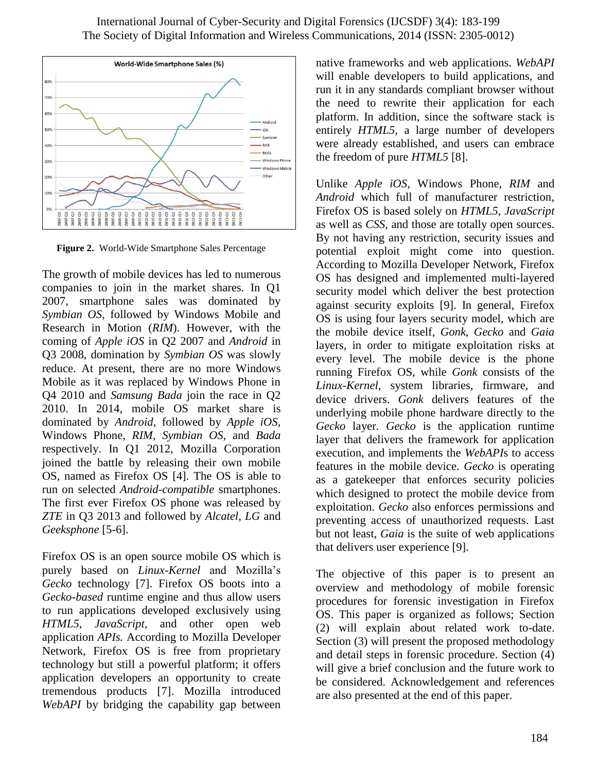**Figure 2.** World-Wide Smartphone Sales Percentage

The growth of mobile devices has led to numerous companies to join in the market shares. In Q1 2007, smartphone sales was dominated by *Symbian OS*, followed by Windows Mobile and Research in Motion (*RIM*). However, with the coming of *Apple iOS* in Q2 2007 and *Android* in Q3 2008, domination by *Symbian OS* was slowly reduce. At present, there are no more Windows Mobile as it was replaced by Windows Phone in Q4 2010 and *Samsung Bada* join the race in Q2 2010. In 2014, mobile OS market share is dominated by *Android*, followed by *Apple iOS*, Windows Phone, *RIM*, *Symbian OS*, and *Bada* respectively. In Q1 2012, Mozilla Corporation joined the battle by releasing their own mobile OS, named as Firefox OS [4]. The OS is able to run on selected *Android-compatible* smartphones. The first ever Firefox OS phone was released by *ZTE* in Q3 2013 and followed by *Alcatel*, *LG* and *Geeksphone* [5-6].

Firefox OS is an open source mobile OS which is purely based on *Linux-Kernel* and Mozilla's *Gecko* technology [7]. Firefox OS boots into a *Gecko-based* runtime engine and thus allow users to run applications developed exclusively using *HTML5*, *JavaScript*, and other open web application *APIs.* According to Mozilla Developer Network, Firefox OS is free from proprietary technology but still a powerful platform; it offers application developers an opportunity to create tremendous products [7]. Mozilla introduced *WebAPI* by bridging the capability gap between native frameworks and web applications. *WebAPI* will enable developers to build applications, and run it in any standards compliant browser without the need to rewrite their application for each platform. In addition, since the software stack is entirely *HTML5*, a large number of developers were already established, and users can embrace the freedom of pure *HTML5* [8].

Unlike *Apple iOS*, Windows Phone, *RIM* and *Android* which full of manufacturer restriction, Firefox OS is based solely on *HTML5*, *JavaScript* as well as *CSS*, and those are totally open sources. By not having any restriction, security issues and potential exploit might come into question. According to Mozilla Developer Network, Firefox OS has designed and implemented multi-layered security model which deliver the best protection against security exploits [9]. In general, Firefox OS is using four layers security model, which are the mobile device itself, *Gonk*, *Gecko* and *Gaia* layers, in order to mitigate exploitation risks at every level. The mobile device is the phone running Firefox OS, while *Gonk* consists of the *Linux-Kernel,* system libraries, firmware, and device drivers. *Gonk* delivers features of the underlying mobile phone hardware directly to the *Gecko* layer. *Gecko* is the application runtime layer that delivers the framework for application execution, and implements the *WebAPI*s to access features in the mobile device. *Gecko* is operating as a gatekeeper that enforces security policies which designed to protect the mobile device from exploitation. *Gecko* also enforces permissions and preventing access of unauthorized requests. Last but not least, *Gaia* is the suite of web applications that delivers user experience [9].

The objective of this paper is to present an overview and methodology of mobile forensic procedures for forensic investigation in Firefox OS. This paper is organized as follows; Section (2) will explain about related work to-date. Section (3) will present the proposed methodology and detail steps in forensic procedure. Section (4) will give a brief conclusion and the future work to be considered. Acknowledgement and references are also presented at the end of this paper.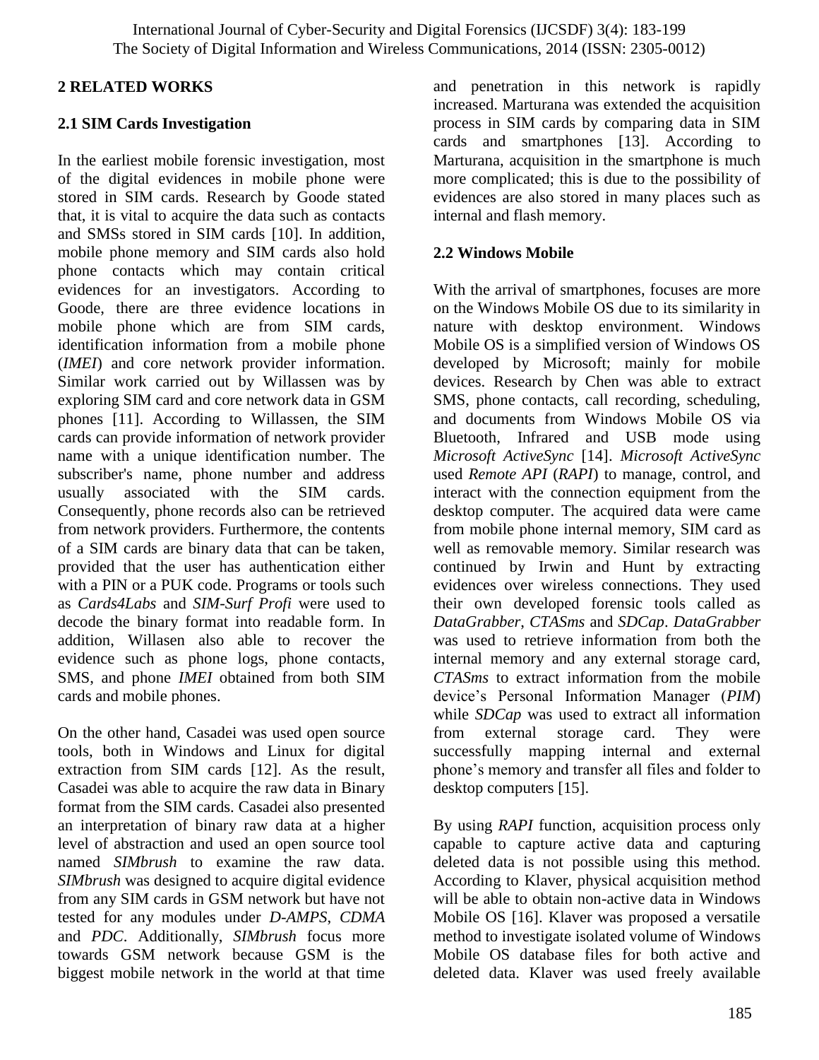## 2 RELATED WORKS

### 2.1 SIM Cards Investigation

In the earliest mobile forensic investigation, most of the digital evidences in mobile phone were stored in SIM cards. Research by Goode stated that, it is vital to acquire the data such as contacts and SMSs stored in SIM cards [10]. In addition, mobile phone memory and SIM cards also hold phone contacts which may contain critical evidences for an investigators. According to Goode, there are three evidence locations in mobile phone which are from SIM cards, identification information from a mobile phone (*IMEI*) and core network provider information. Similar work carried out by Willassen was by exploring SIM card and core network data in GSM phones [11]. According to Willassen, the SIM cards can provide information of network provider name with a unique identification number. The subscriber's name, phone number and address usually associated with the SIM cards. Consequently, phone records also can be retrieved from network providers. Furthermore, the contents of a SIM cards are binary data that can be taken, provided that the user has authentication either with a PIN or a PUK code. Programs or tools such as *Cards4Labs* and *SIM-Surf Profi* were used to decode the binary format into readable form. In addition, Willasen also able to recover the evidence such as phone logs, phone contacts, SMS, and phone *IMEI* obtained from both SIM cards and mobile phones.

On the other hand, Casadei was used open source tools, both in Windows and Linux for digital extraction from SIM cards [12]. As the result, Casadei was able to acquire the raw data in Binary format from the SIM cards. Casadei also presented an interpretation of binary raw data at a higher level of abstraction and used an open source tool named *SIMbrush* to examine the raw data. *SIMbrush* was designed to acquire digital evidence from any SIM cards in GSM network but have not tested for any modules under *D-AMPS*, *CDMA* and *PDC*. Additionally, *SIMbrush* focus more towards GSM network because GSM is the biggest mobile network in the world at that time and penetration in this network is rapidly increased. Marturana was extended the acquisition process in SIM cards by comparing data in SIM cards and smartphones [13]. According to Marturana, acquisition in the smartphone is much more complicated; this is due to the possibility of evidences are also stored in many places such as internal and flash memory.

### 2.2 Windows Mobile

With the arrival of smartphones, focuses are more on the Windows Mobile OS due to its similarity in nature with desktop environment. Windows Mobile OS is a simplified version of Windows OS developed by Microsoft; mainly for mobile devices. Research by Chen was able to extract SMS, phone contacts, call recording, scheduling, and documents from Windows Mobile OS via Bluetooth, Infrared and USB mode using *Microsoft ActiveSync* [14]. *Microsoft ActiveSync* used *Remote API* (*RAPI*) to manage, control, and interact with the connection equipment from the desktop computer. The acquired data were came from mobile phone internal memory, SIM card as well as removable memory. Similar research was continued by Irwin and Hunt by extracting evidences over wireless connections. They used their own developed forensic tools called as *DataGrabber*, *CTASms* and *SDCap*. *DataGrabber* was used to retrieve information from both the internal memory and any external storage card, *CTASms* to extract information from the mobile device's Personal Information Manager (*PIM*) while *SDCap* was used to extract all information from external storage card. They were successfully mapping internal and external phone's memory and transfer all files and folder to desktop computers [15].

By using *RAPI* function, acquisition process only capable to capture active data and capturing deleted data is not possible using this method. According to Klaver, physical acquisition method will be able to obtain non-active data in Windows Mobile OS [16]. Klaver was proposed a versatile method to investigate isolated volume of Windows Mobile OS database files for both active and deleted data. Klaver was used freely available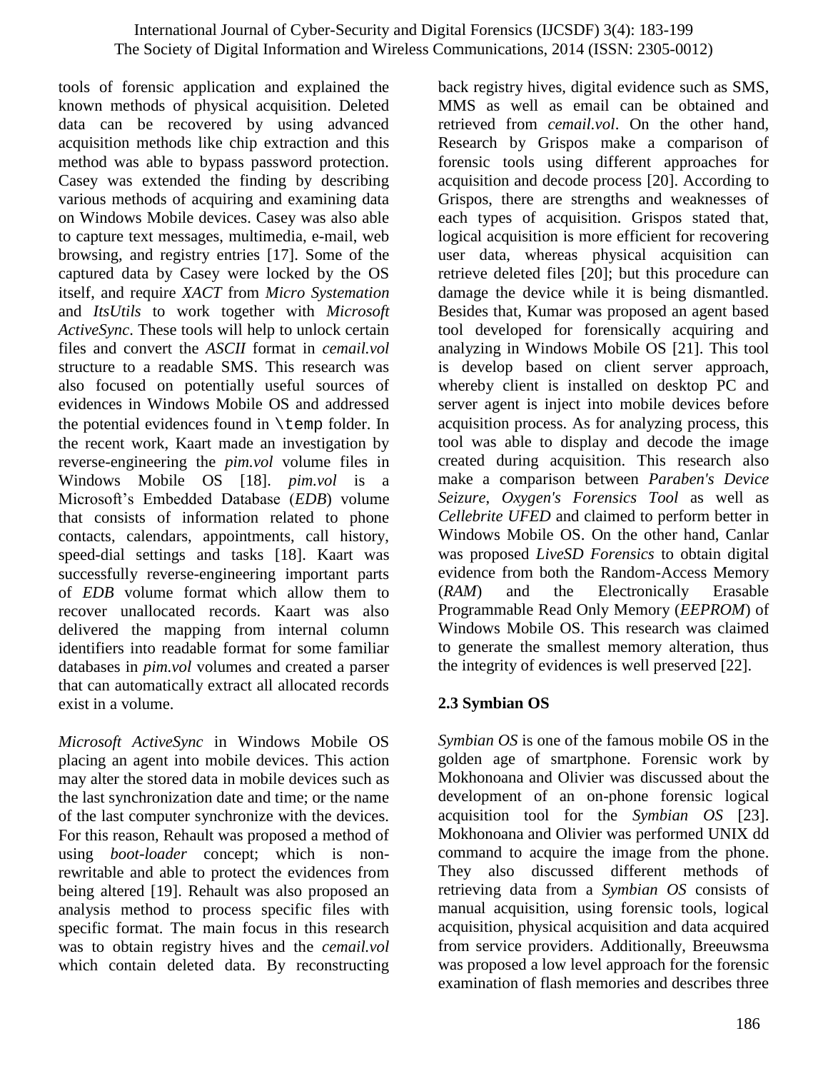tools of forensic application and explained the known methods of physical acquisition. Deleted data can be recovered by using advanced acquisition methods like chip extraction and this method was able to bypass password protection. Casey was extended the finding by describing various methods of acquiring and examining data on Windows Mobile devices. Casey was also able to capture text messages, multimedia, e-mail, web browsing, and registry entries [17]. Some of the captured data by Casey were locked by the OS itself, and require *XACT* from *Micro Systemation* and *ItsUtils* to work together with *Microsoft ActiveSync*. These tools will help to unlock certain files and convert the *ASCII* format in *cemail.vol* structure to a readable SMS. This research was also focused on potentially useful sources of evidences in Windows Mobile OS and addressed the potential evidences found in `\temp` folder. In the recent work, Kaart made an investigation by reverse-engineering the *pim.vol* volume files in Windows Mobile OS [18]. *pim.vol* is a Microsoft's Embedded Database (*EDB*) volume that consists of information related to phone contacts, calendars, appointments, call history, speed-dial settings and tasks [18]. Kaart was successfully reverse-engineering important parts of *EDB* volume format which allow them to recover unallocated records. Kaart was also delivered the mapping from internal column identifiers into readable format for some familiar databases in *pim.vol* volumes and created a parser that can automatically extract all allocated records exist in a volume.

*Microsoft ActiveSync* in Windows Mobile OS placing an agent into mobile devices. This action may alter the stored data in mobile devices such as the last synchronization date and time; or the name of the last computer synchronize with the devices. For this reason, Rehault was proposed a method of using *boot-loader* concept; which is non-rewritable and able to protect the evidences from being altered [19]. Rehault was also proposed an analysis method to process specific files with specific format. The main focus in this research was to obtain registry hives and the *cemail.vol* which contain deleted data. By reconstructing back registry hives, digital evidence such as SMS, MMS as well as email can be obtained and retrieved from *cemail.vol*. On the other hand, Research by Grispos make a comparison of forensic tools using different approaches for acquisition and decode process [20]. According to Grispos, there are strengths and weaknesses of each types of acquisition. Grispos stated that, logical acquisition is more efficient for recovering user data, whereas physical acquisition can retrieve deleted files [20]; but this procedure can damage the device while it is being dismantled. Besides that, Kumar was proposed an agent based tool developed for forensically acquiring and analyzing in Windows Mobile OS [21]. This tool is develop based on client server approach, whereby client is installed on desktop PC and server agent is inject into mobile devices before acquisition process. As for analyzing process, this tool was able to display and decode the image created during acquisition. This research also make a comparison between *Paraben's Device Seizure*, *Oxygen's Forensics Tool* as well as *Cellebrite UFED* and claimed to perform better in Windows Mobile OS. On the other hand, Canlar was proposed *LiveSD Forensics* to obtain digital evidence from both the Random-Access Memory (*RAM*) and the Electronically Erasable Programmable Read Only Memory (*EEPROM*) of Windows Mobile OS. This research was claimed to generate the smallest memory alteration, thus the integrity of evidences is well preserved [22].

### 2.3 Symbian OS

*Symbian OS* is one of the famous mobile OS in the golden age of smartphone. Forensic work by Mokhonoana and Olivier was discussed about the development of an on-phone forensic logical acquisition tool for the *Symbian OS* [23]. Mokhonoana and Olivier was performed UNIX dd command to acquire the image from the phone. They also discussed different methods of retrieving data from a *Symbian OS* consists of manual acquisition, using forensic tools, logical acquisition, physical acquisition and data acquired from service providers. Additionally, Breeuwsma was proposed a low level approach for the forensic examination of flash memories and describes three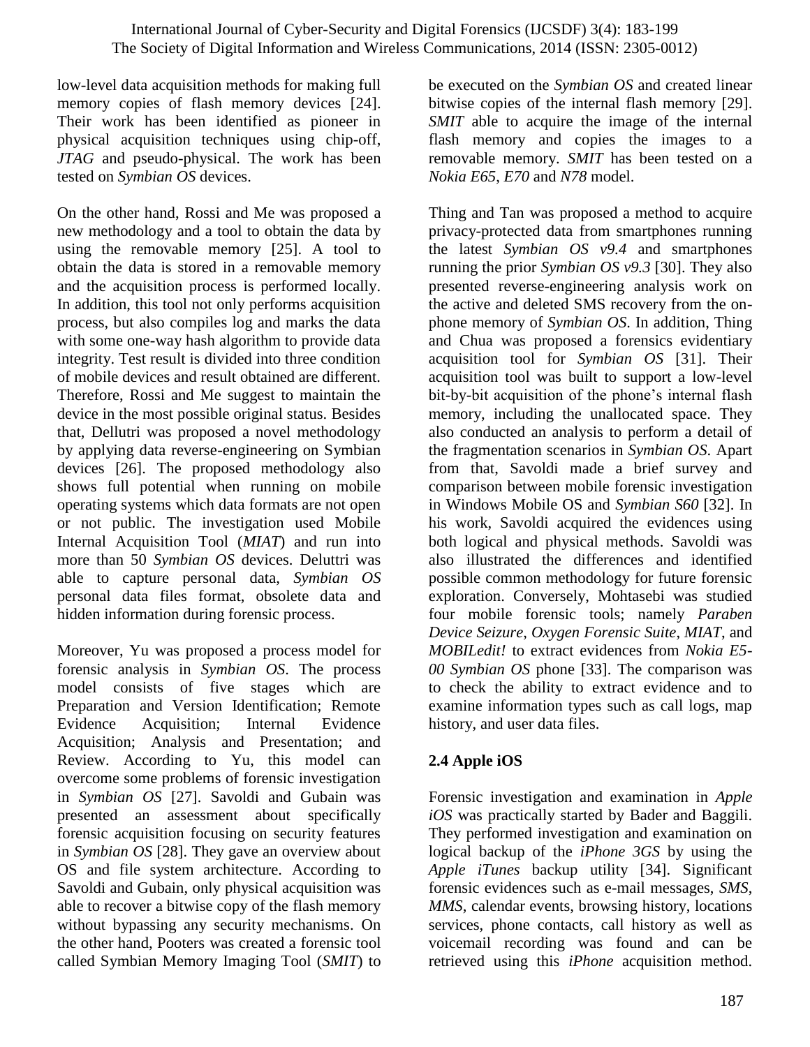low-level data acquisition methods for making full memory copies of flash memory devices [24]. Their work has been identified as pioneer in physical acquisition techniques using chip-off, *JTAG* and pseudo-physical. The work has been tested on *Symbian OS* devices.

On the other hand, Rossi and Me was proposed a new methodology and a tool to obtain the data by using the removable memory [25]. A tool to obtain the data is stored in a removable memory and the acquisition process is performed locally. In addition, this tool not only performs acquisition process, but also compiles log and marks the data with some one-way hash algorithm to provide data integrity. Test result is divided into three condition of mobile devices and result obtained are different. Therefore, Rossi and Me suggest to maintain the device in the most possible original status. Besides that, Dellutri was proposed a novel methodology by applying data reverse-engineering on Symbian devices [26]. The proposed methodology also shows full potential when running on mobile operating systems which data formats are not open or not public. The investigation used Mobile Internal Acquisition Tool (*MIAT*) and run into more than 50 *Symbian OS* devices. Deluttri was able to capture personal data, *Symbian OS* personal data files format, obsolete data and hidden information during forensic process.

Moreover, Yu was proposed a process model for forensic analysis in *Symbian OS*. The process model consists of five stages which are Preparation and Version Identification; Remote Evidence Acquisition; Internal Evidence Acquisition; Analysis and Presentation; and Review. According to Yu, this model can overcome some problems of forensic investigation in *Symbian OS* [27]. Savoldi and Gubain was presented an assessment about specifically forensic acquisition focusing on security features in *Symbian OS* [28]. They gave an overview about OS and file system architecture. According to Savoldi and Gubain, only physical acquisition was able to recover a bitwise copy of the flash memory without bypassing any security mechanisms. On the other hand, Pooters was created a forensic tool called Symbian Memory Imaging Tool (*SMIT*) to be executed on the *Symbian OS* and created linear bitwise copies of the internal flash memory [29]. *SMIT* able to acquire the image of the internal flash memory and copies the images to a removable memory. *SMIT* has been tested on a *Nokia E65*, *E70* and *N78* model.

Thing and Tan was proposed a method to acquire privacy-protected data from smartphones running the latest *Symbian OS v9.4* and smartphones running the prior *Symbian OS v9.3* [30]. They also presented reverse-engineering analysis work on the active and deleted SMS recovery from the on-phone memory of *Symbian OS*. In addition, Thing and Chua was proposed a forensics evidentiary acquisition tool for *Symbian OS* [31]. Their acquisition tool was built to support a low-level bit-by-bit acquisition of the phone's internal flash memory, including the unallocated space. They also conducted an analysis to perform a detail of the fragmentation scenarios in *Symbian OS*. Apart from that, Savoldi made a brief survey and comparison between mobile forensic investigation in Windows Mobile OS and *Symbian S60* [32]. In his work, Savoldi acquired the evidences using both logical and physical methods. Savoldi was also illustrated the differences and identified possible common methodology for future forensic exploration. Conversely, Mohtasebi was studied four mobile forensic tools; namely *Paraben Device Seizure*, *Oxygen Forensic Suite*, *MIAT*, and *MOBILedit!* to extract evidences from *Nokia E5-00 Symbian OS* phone [33]. The comparison was to check the ability to extract evidence and to examine information types such as call logs, map history, and user data files.

### 2.4 Apple iOS

Forensic investigation and examination in *Apple iOS* was practically started by Bader and Baggili. They performed investigation and examination on logical backup of the *iPhone 3GS* by using the *Apple iTunes* backup utility [34]. Significant forensic evidences such as e-mail messages, *SMS*, *MMS*, calendar events, browsing history, locations services, phone contacts, call history as well as voicemail recording was found and can be retrieved using this *iPhone* acquisition method.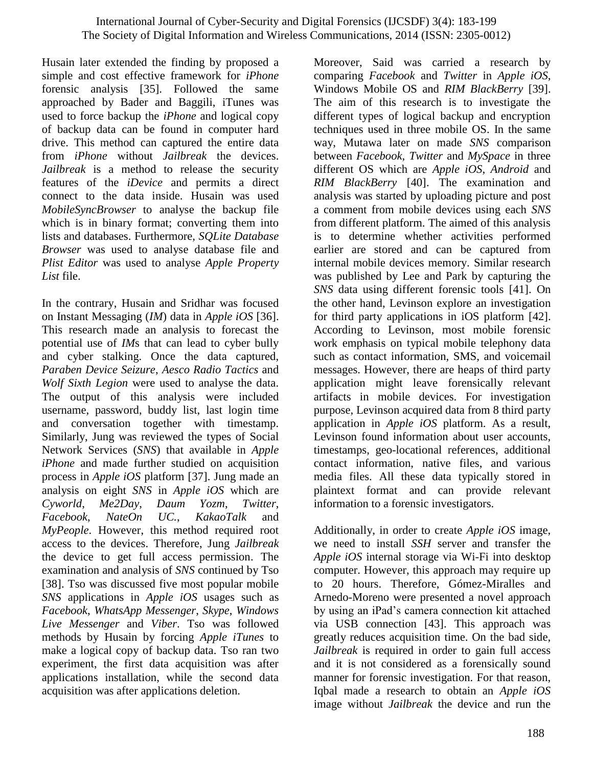Husain later extended the finding by proposed a simple and cost effective framework for *iPhone* forensic analysis [35]. Followed the same approached by Bader and Baggili, iTunes was used to force backup the *iPhone* and logical copy of backup data can be found in computer hard drive. This method can captured the entire data from *iPhone* without *Jailbreak* the devices. *Jailbreak* is a method to release the security features of the *iDevice* and permits a direct connect to the data inside. Husain was used *MobileSyncBrowser* to analyse the backup file which is in binary format; converting them into lists and databases. Furthermore, *SQLite Database Browser* was used to analyse database file and *Plist Editor* was used to analyse *Apple Property List* file.

In the contrary, Husain and Sridhar was focused on Instant Messaging (*IM*) data in *Apple iOS* [36]. This research made an analysis to forecast the potential use of *IM*s that can lead to cyber bully and cyber stalking. Once the data captured, *Paraben Device Seizure*, *Aesco Radio Tactics* and *Wolf Sixth Legion* were used to analyse the data. The output of this analysis were included username, password, buddy list, last login time and conversation together with timestamp. Similarly, Jung was reviewed the types of Social Network Services (*SNS*) that available in *Apple iPhone* and made further studied on acquisition process in *Apple iOS* platform [37]. Jung made an analysis on eight *SNS* in *Apple iOS* which are *Cyworld*, *Me2Day*, *Daum Yozm*, *Twitter*, *Facebook*, *NateOn UC.*, *KakaoTalk* and *MyPeople*. However, this method required root access to the devices. Therefore, Jung *Jailbreak* the device to get full access permission. The examination and analysis of *SNS* continued by Tso [38]. Tso was discussed five most popular mobile *SNS* applications in *Apple iOS* usages such as *Facebook*, *WhatsApp Messenger*, *Skype*, *Windows Live Messenger* and *Viber*. Tso was followed methods by Husain by forcing *Apple iTunes* to make a logical copy of backup data. Tso ran two experiment, the first data acquisition was after applications installation, while the second data acquisition was after applications deletion.

Moreover, Said was carried a research by comparing *Facebook* and *Twitter* in *Apple iOS*, Windows Mobile OS and *RIM BlackBerry* [39]. The aim of this research is to investigate the different types of logical backup and encryption techniques used in three mobile OS. In the same way, Mutawa later on made *SNS* comparison between *Facebook*, *Twitter* and *MySpace* in three different OS which are *Apple iOS*, *Android* and *RIM BlackBerry* [40]. The examination and analysis was started by uploading picture and post a comment from mobile devices using each *SNS* from different platform. The aimed of this analysis is to determine whether activities performed earlier are stored and can be captured from internal mobile devices memory. Similar research was published by Lee and Park by capturing the *SNS* data using different forensic tools [41]. On the other hand, Levinson explore an investigation for third party applications in iOS platform [42]. According to Levinson, most mobile forensic work emphasis on typical mobile telephony data such as contact information, SMS, and voicemail messages. However, there are heaps of third party application might leave forensically relevant artifacts in mobile devices. For investigation purpose, Levinson acquired data from 8 third party application in *Apple iOS* platform. As a result, Levinson found information about user accounts, timestamps, geo-locational references, additional contact information, native files, and various media files. All these data typically stored in plaintext format and can provide relevant information to a forensic investigators.

Additionally, in order to create *Apple iOS* image, we need to install *SSH* server and transfer the *Apple iOS* internal storage via Wi-Fi into desktop computer. However, this approach may require up to 20 hours. Therefore, Gómez-Miralles and Arnedo-Moreno were presented a novel approach by using an iPad's camera connection kit attached via USB connection [43]. This approach was greatly reduces acquisition time. On the bad side, *Jailbreak* is required in order to gain full access and it is not considered as a forensically sound manner for forensic investigation. For that reason, Iqbal made a research to obtain an *Apple iOS* image without *Jailbreak* the device and run the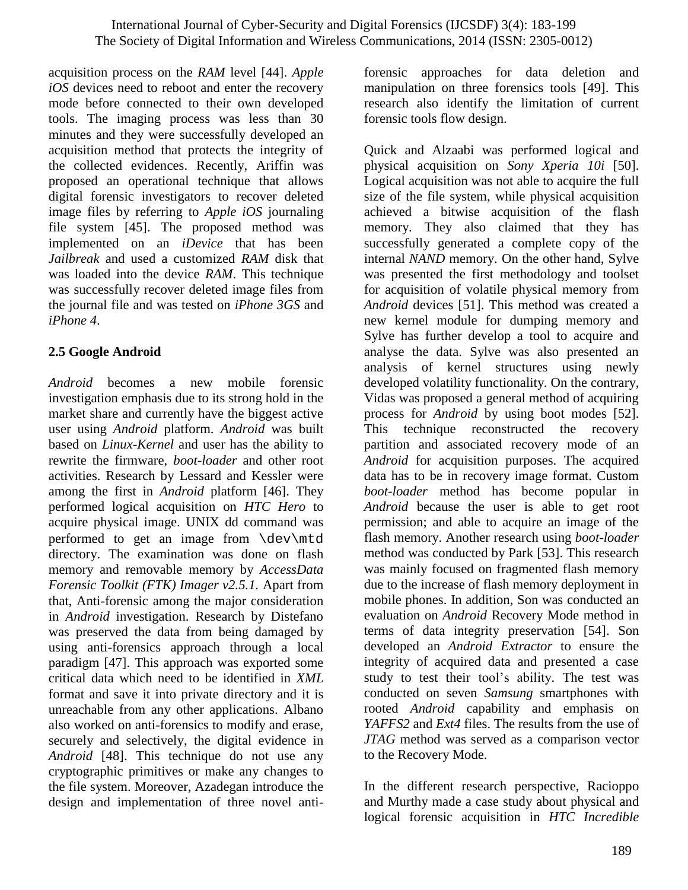acquisition process on the *RAM* level [44]. *Apple iOS* devices need to reboot and enter the recovery mode before connected to their own developed tools. The imaging process was less than 30 minutes and they were successfully developed an acquisition method that protects the integrity of the collected evidences. Recently, Ariffin was proposed an operational technique that allows digital forensic investigators to recover deleted image files by referring to *Apple iOS* journaling file system [45]. The proposed method was implemented on an *iDevice* that has been *Jailbreak* and used a customized *RAM* disk that was loaded into the device *RAM*. This technique was successfully recover deleted image files from the journal file and was tested on *iPhone 3GS* and *iPhone 4*.

### 2.5 Google Android

*Android* becomes a new mobile forensic investigation emphasis due to its strong hold in the market share and currently have the biggest active user using *Android* platform. *Android* was built based on *Linux-Kernel* and user has the ability to rewrite the firmware, *boot-loader* and other root activities. Research by Lessard and Kessler were among the first in *Android* platform [46]. They performed logical acquisition on *HTC Hero* to acquire physical image. UNIX dd command was performed to get an image from `\dev\mtd` directory. The examination was done on flash memory and removable memory by *AccessData Forensic Toolkit (FTK) Imager v2.5.1*. Apart from that, Anti-forensic among the major consideration in *Android* investigation. Research by Distefano was preserved the data from being damaged by using anti-forensics approach through a local paradigm [47]. This approach was exported some critical data which need to be identified in *XML* format and save it into private directory and it is unreachable from any other applications. Albano also worked on anti-forensics to modify and erase, securely and selectively, the digital evidence in *Android* [48]. This technique do not use any cryptographic primitives or make any changes to the file system. Moreover, Azadegan introduce the design and implementation of three novel anti-forensic approaches for data deletion and manipulation on three forensics tools [49]. This research also identify the limitation of current forensic tools flow design.

Quick and Alzaabi was performed logical and physical acquisition on *Sony Xperia 10i* [50]. Logical acquisition was not able to acquire the full size of the file system, while physical acquisition achieved a bitwise acquisition of the flash memory. They also claimed that they has successfully generated a complete copy of the internal *NAND* memory. On the other hand, Sylve was presented the first methodology and toolset for acquisition of volatile physical memory from *Android* devices [51]. This method was created a new kernel module for dumping memory and Sylve has further develop a tool to acquire and analyse the data. Sylve was also presented an analysis of kernel structures using newly developed volatility functionality. On the contrary, Vidas was proposed a general method of acquiring process for *Android* by using boot modes [52]. This technique reconstructed the recovery partition and associated recovery mode of an *Android* for acquisition purposes. The acquired data has to be in recovery image format. Custom *boot-loader* method has become popular in *Android* because the user is able to get root permission; and able to acquire an image of the flash memory. Another research using *boot-loader* method was conducted by Park [53]. This research was mainly focused on fragmented flash memory due to the increase of flash memory deployment in mobile phones. In addition, Son was conducted an evaluation on *Android* Recovery Mode method in terms of data integrity preservation [54]. Son developed an *Android Extractor* to ensure the integrity of acquired data and presented a case study to test their tool's ability. The test was conducted on seven *Samsung* smartphones with rooted *Android* capability and emphasis on *YAFFS2* and *Ext4* files. The results from the use of *JTAG* method was served as a comparison vector to the Recovery Mode.

In the different research perspective, Racioppo and Murthy made a case study about physical and logical forensic acquisition in *HTC Incredible*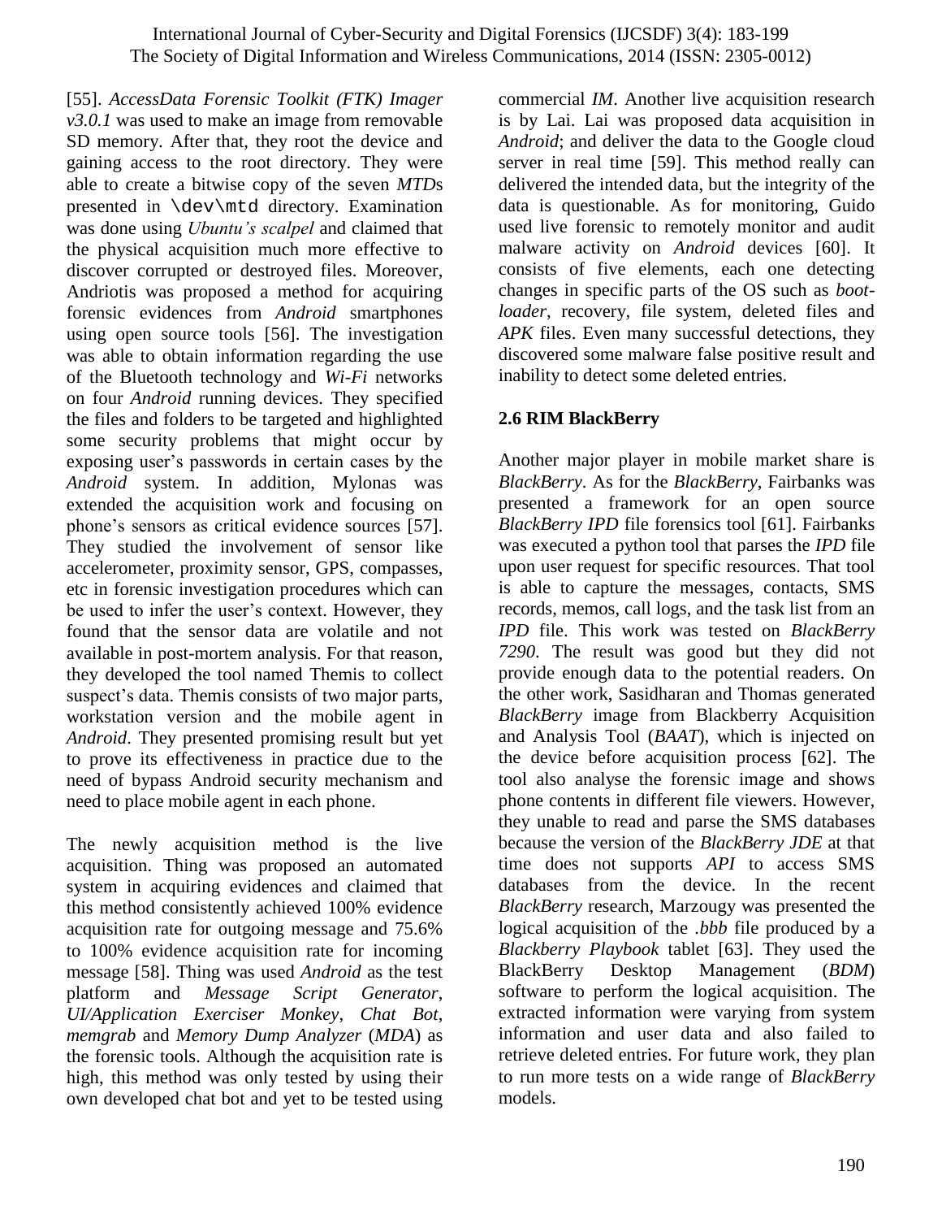[55]. *AccessData Forensic Toolkit (FTK) Imager v3.0.1* was used to make an image from removable SD memory. After that, they root the device and gaining access to the root directory. They were able to create a bitwise copy of the seven *MTD*s presented in `\dev\mtd` directory. Examination was done using *Ubuntu's scalpel* and claimed that the physical acquisition much more effective to discover corrupted or destroyed files. Moreover, Andriotis was proposed a method for acquiring forensic evidences from *Android* smartphones using open source tools [56]. The investigation was able to obtain information regarding the use of the Bluetooth technology and *Wi-Fi* networks on four *Android* running devices. They specified the files and folders to be targeted and highlighted some security problems that might occur by exposing user's passwords in certain cases by the *Android* system. In addition, Mylonas was extended the acquisition work and focusing on phone's sensors as critical evidence sources [57]. They studied the involvement of sensor like accelerometer, proximity sensor, GPS, compasses, etc in forensic investigation procedures which can be used to infer the user's context. However, they found that the sensor data are volatile and not available in post-mortem analysis. For that reason, they developed the tool named Themis to collect suspect's data. Themis consists of two major parts, workstation version and the mobile agent in *Android*. They presented promising result but yet to prove its effectiveness in practice due to the need of bypass Android security mechanism and need to place mobile agent in each phone.

The newly acquisition method is the live acquisition. Thing was proposed an automated system in acquiring evidences and claimed that this method consistently achieved 100% evidence acquisition rate for outgoing message and 75.6% to 100% evidence acquisition rate for incoming message [58]. Thing was used *Android* as the test platform and *Message Script Generator*, *UI/Application Exerciser Monkey*, *Chat Bot*, *memgrab* and *Memory Dump Analyzer* (*MDA*) as the forensic tools. Although the acquisition rate is high, this method was only tested by using their own developed chat bot and yet to be tested using commercial *IM*. Another live acquisition research is by Lai. Lai was proposed data acquisition in *Android*; and deliver the data to the Google cloud server in real time [59]. This method really can delivered the intended data, but the integrity of the data is questionable. As for monitoring, Guido used live forensic to remotely monitor and audit malware activity on *Android* devices [60]. It consists of five elements, each one detecting changes in specific parts of the OS such as *boot-loader*, recovery, file system, deleted files and *APK* files. Even many successful detections, they discovered some malware false positive result and inability to detect some deleted entries.

## 2.6 RIM BlackBerry

Another major player in mobile market share is *BlackBerry*. As for the *BlackBerry*, Fairbanks was presented a framework for an open source *BlackBerry IPD* file forensics tool [61]. Fairbanks was executed a python tool that parses the *IPD* file upon user request for specific resources. That tool is able to capture the messages, contacts, SMS records, memos, call logs, and the task list from an *IPD* file. This work was tested on *BlackBerry 7290*. The result was good but they did not provide enough data to the potential readers. On the other work, Sasidharan and Thomas generated *BlackBerry* image from Blackberry Acquisition and Analysis Tool (*BAAT*), which is injected on the device before acquisition process [62]. The tool also analyse the forensic image and shows phone contents in different file viewers. However, they unable to read and parse the SMS databases because the version of the *BlackBerry JDE* at that time does not supports *API* to access SMS databases from the device. In the recent *BlackBerry* research, Marzougy was presented the logical acquisition of the *.bbb* file produced by a *Blackberry Playbook* tablet [63]. They used the BlackBerry Desktop Management (*BDM*) software to perform the logical acquisition. The extracted information were varying from system information and user data and also failed to retrieve deleted entries. For future work, they plan to run more tests on a wide range of *BlackBerry* models.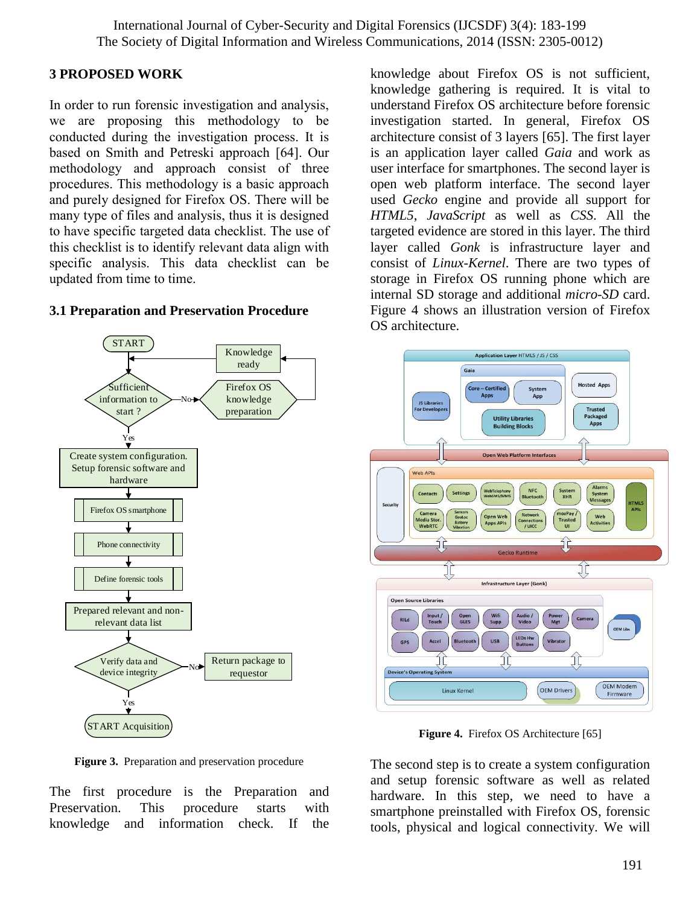## 3 PROPOSED WORK

In order to run forensic investigation and analysis, we are proposing this methodology to be conducted during the investigation process. It is based on Smith and Petreski approach [64]. Our methodology and approach consist of three procedures. This methodology is a basic approach and purely designed for Firefox OS. There will be many type of files and analysis, thus it is designed to have specific targeted data checklist. The use of this checklist is to identify relevant data align with specific analysis. This data checklist can be updated from time to time.

### 3.1 Preparation and Preservation Procedure

**Figure 3.** Preparation and preservation procedure

The first procedure is the Preparation and Preservation. This procedure starts with knowledge and information check. If the knowledge about Firefox OS is not sufficient, knowledge gathering is required. It is vital to understand Firefox OS architecture before forensic investigation started. In general, Firefox OS architecture consist of 3 layers [65]. The first layer is an application layer called *Gaia* and work as user interface for smartphones. The second layer is open web platform interface. The second layer used *Gecko* engine and provide all support for *HTML5*, *JavaScript* as well as *CSS*. All the targeted evidence are stored in this layer. The third layer called *Gonk* is infrastructure layer and consist of *Linux-Kernel*. There are two types of storage in Firefox OS running phone which are internal SD storage and additional *micro-SD* card. Figure 4 shows an illustration version of Firefox OS architecture.

**Figure 4.** Firefox OS Architecture [65]

The second step is to create a system configuration and setup forensic software as well as related hardware. In this step, we need to have a smartphone preinstalled with Firefox OS, forensic tools, physical and logical connectivity. We will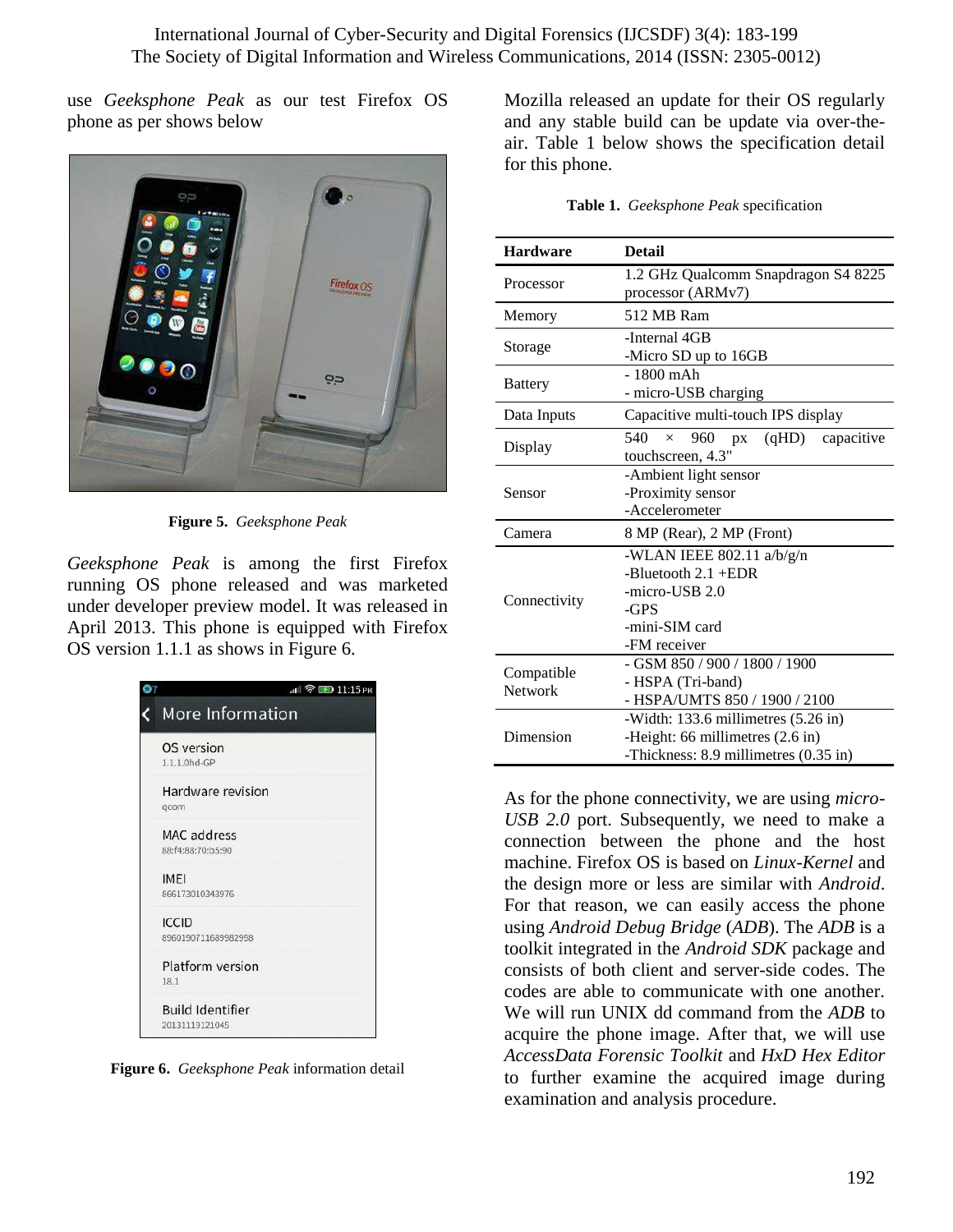use *Geeksphone Peak* as our test Firefox OS phone as per shows below

**Figure 5.** *Geeksphone Peak*

*Geeksphone Peak* is among the first Firefox running OS phone released and was marketed under developer preview model. It was released in April 2013. This phone is equipped with Firefox OS version 1.1.1 as shows in Figure 6.

**Figure 6.** *Geeksphone Peak* information detail

Mozilla released an update for their OS regularly and any stable build can be update via over-the-air. Table 1 below shows the specification detail for this phone.

**Table 1.** *Geeksphone Peak* specification

| Hardware | Detail |
|---|---|
| Processor | 1.2 GHz Qualcomm Snapdragon S4 8225 processor (ARMv7) |
| Memory | 512 MB Ram |
| Storage | -Internal 4GB<br>-Micro SD up to 16GB |
| Battery | - 1800 mAh<br>- micro-USB charging |
| Data Inputs | Capacitive multi-touch IPS display |
| Display | 540 × 960 px (qHD) capacitive touchscreen, 4.3" |
| Sensor | -Ambient light sensor<br>-Proximity sensor<br>-Accelerometer |
| Camera | 8 MP (Rear), 2 MP (Front) |
| Connectivity | -WLAN IEEE 802.11 a/b/g/n<br>-Bluetooth 2.1 +EDR<br>-micro-USB 2.0<br>-GPS<br>-mini-SIM card<br>-FM receiver |
| Compatible Network | - GSM 850 / 900 / 1800 / 1900<br>- HSPA (Tri-band)<br>- HSPA/UMTS 850 / 1900 / 2100 |
| Dimension | -Width: 133.6 millimetres (5.26 in)<br>-Height: 66 millimetres (2.6 in)<br>-Thickness: 8.9 millimetres (0.35 in) |

As for the phone connectivity, we are using *micro-USB 2.0* port. Subsequently, we need to make a connection between the phone and the host machine. Firefox OS is based on *Linux-Kernel* and the design more or less are similar with *Android*. For that reason, we can easily access the phone using *Android Debug Bridge* (*ADB*). The *ADB* is a toolkit integrated in the *Android SDK* package and consists of both client and server-side codes. The codes are able to communicate with one another. We will run UNIX dd command from the *ADB* to acquire the phone image. After that, we will use *AccessData Forensic Toolkit* and *HxD Hex Editor* to further examine the acquired image during examination and analysis procedure.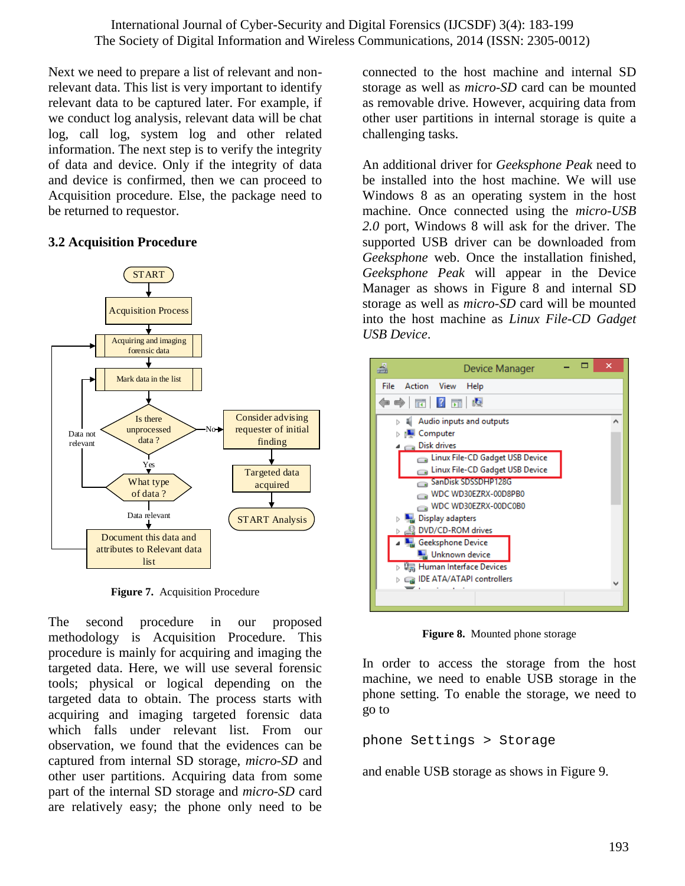Next we need to prepare a list of relevant and non-relevant data. This list is very important to identify relevant data to be captured later. For example, if we conduct log analysis, relevant data will be chat log, call log, system log and other related information. The next step is to verify the integrity of data and device. Only if the integrity of data and device is confirmed, then we can proceed to Acquisition procedure. Else, the package need to be returned to requestor.

### 3.2 Acquisition Procedure

**Figure 7.** Acquisition Procedure

The second procedure in our proposed methodology is Acquisition Procedure. This procedure is mainly for acquiring and imaging the targeted data. Here, we will use several forensic tools; physical or logical depending on the targeted data to obtain. The process starts with acquiring and imaging targeted forensic data which falls under relevant list. From our observation, we found that the evidences can be captured from internal SD storage, *micro-SD* and other user partitions. Acquiring data from some part of the internal SD storage and *micro-SD* card are relatively easy; the phone only need to be connected to the host machine and internal SD storage as well as *micro-SD* card can be mounted as removable drive. However, acquiring data from other user partitions in internal storage is quite a challenging tasks.

An additional driver for *Geeksphone Peak* need to be installed into the host machine. We will use Windows 8 as an operating system in the host machine. Once connected using the *micro-USB 2.0* port, Windows 8 will ask for the driver. The supported USB driver can be downloaded from *Geeksphone* web. Once the installation finished, *Geeksphone Peak* will appear in the Device Manager as shows in Figure 8 and internal SD storage as well as *micro-SD* card will be mounted into the host machine as *Linux File-CD Gadget USB Device*.

**Figure 8.** Mounted phone storage

In order to access the storage from the host machine, we need to enable USB storage in the phone setting. To enable the storage, we need to go to

```
phone Settings > Storage
```

and enable USB storage as shows in Figure 9.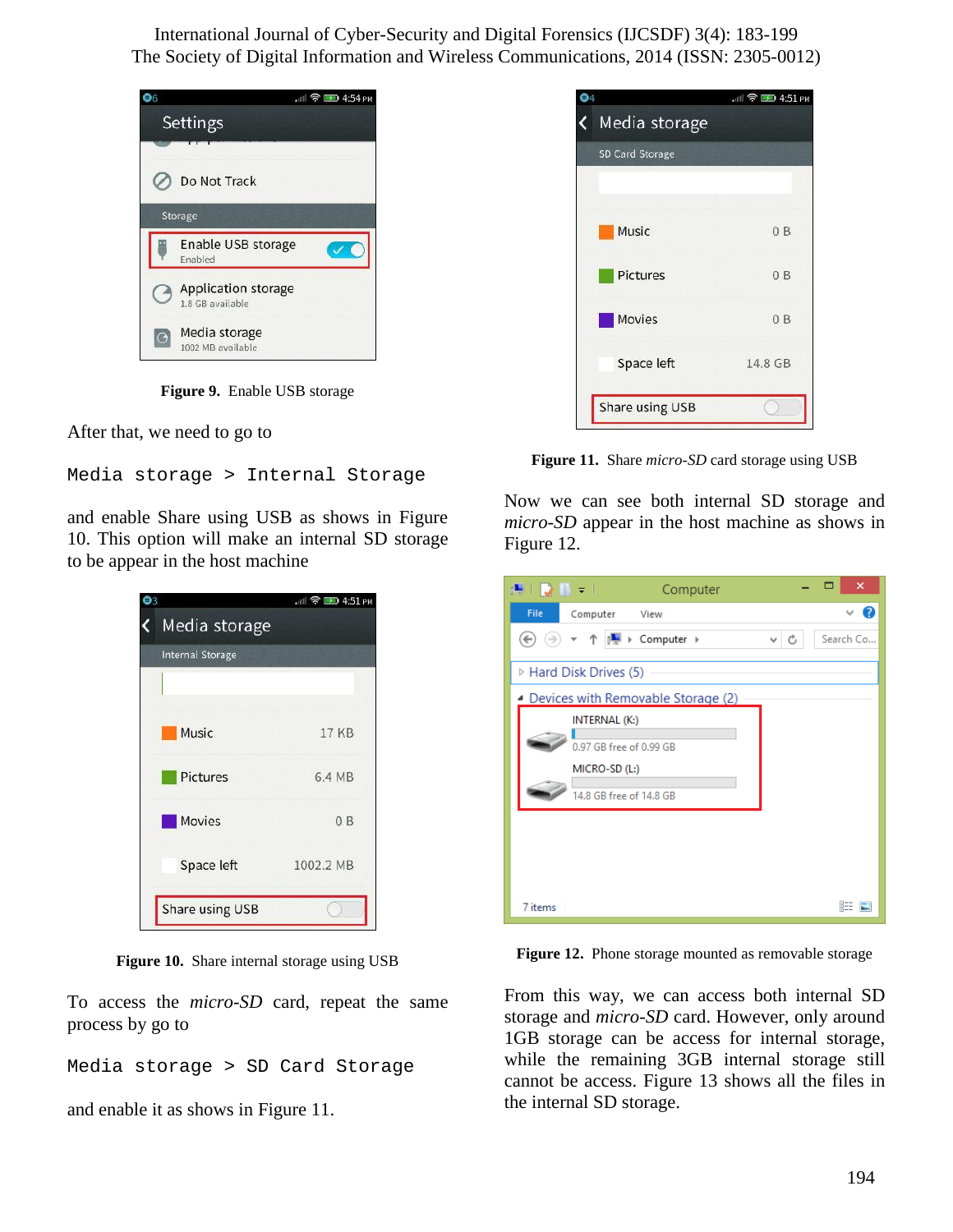**Figure 9.** Enable USB storage

After that, we need to go to

```
Media storage > Internal Storage
```

and enable Share using USB as shows in Figure 10. This option will make an internal SD storage to be appear in the host machine

**Figure 10.** Share internal storage using USB

To access the *micro-SD* card, repeat the same process by go to

```
Media storage > SD Card Storage
```

and enable it as shows in Figure 11.

**Figure 11.** Share *micro-SD* card storage using USB

Now we can see both internal SD storage and *micro-SD* appear in the host machine as shows in Figure 12.

**Figure 12.** Phone storage mounted as removable storage

From this way, we can access both internal SD storage and *micro-SD* card. However, only around 1GB storage can be access for internal storage, while the remaining 3GB internal storage still cannot be access. Figure 13 shows all the files in the internal SD storage.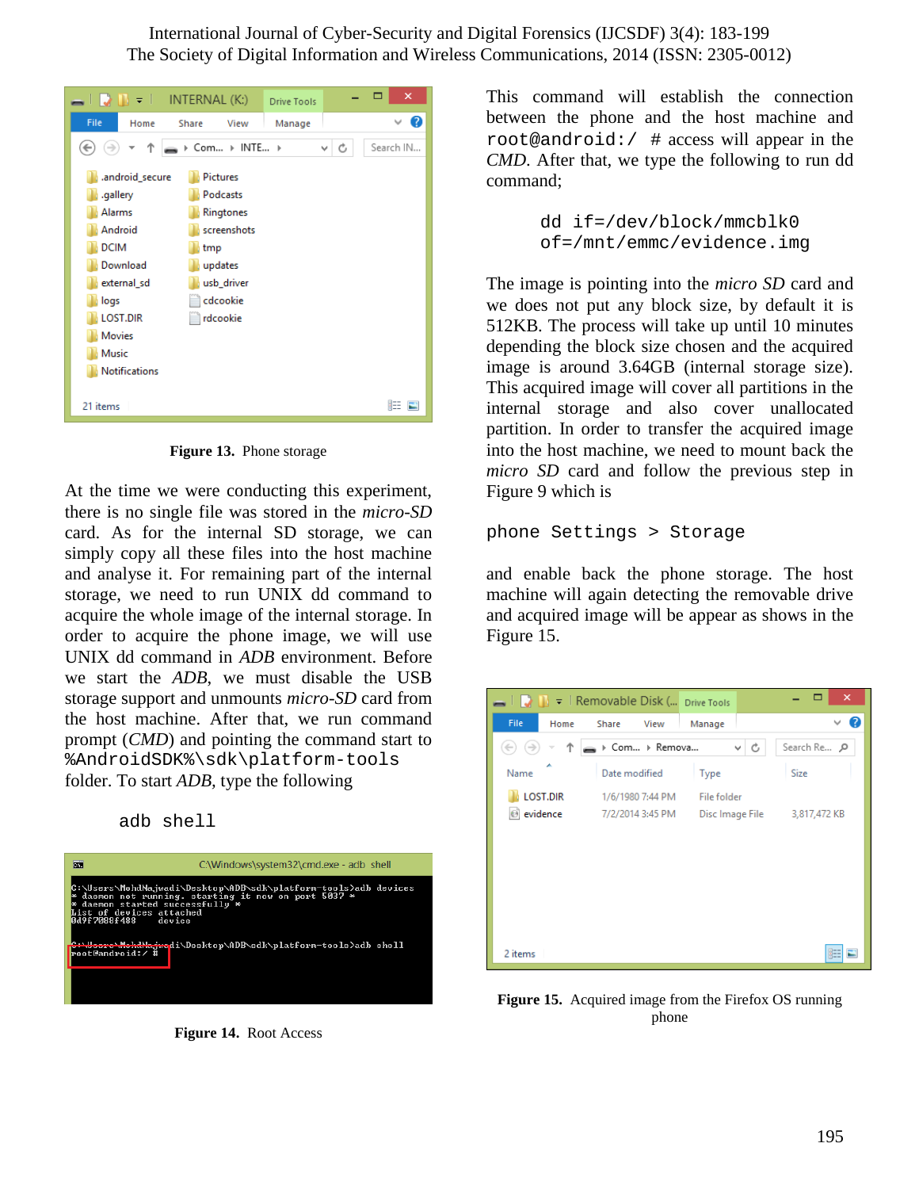Figure 13. Phone storage

At the time we were conducting this experiment, there is no single file was stored in the *micro-SD* card. As for the internal SD storage, we can simply copy all these files into the host machine and analyse it. For remaining part of the internal storage, we need to run UNIX dd command to acquire the whole image of the internal storage. In order to acquire the phone image, we will use UNIX dd command in *ADB* environment. Before we start the *ADB*, we must disable the USB storage support and unmounts *micro-SD* card from the host machine. After that, we run command prompt (*CMD*) and pointing the command start to `%AndroidSDK%\sdk\platform-tools` folder. To start *ADB*, type the following

```
adb shell
```

Figure 14. Root Access

This command will establish the connection between the phone and the host machine and `root@android:/` # access will appear in the *CMD*. After that, we type the following to run dd command;

```
dd if=/dev/block/mmcblk0
of=/mnt/emmc/evidence.img
```

The image is pointing into the *micro SD* card and we does not put any block size, by default it is 512KB. The process will take up until 10 minutes depending the block size chosen and the acquired image is around 3.64GB (internal storage size). This acquired image will cover all partitions in the internal storage and also cover unallocated partition. In order to transfer the acquired image into the host machine, we need to mount back the *micro SD* card and follow the previous step in Figure 9 which is

```
phone Settings > Storage
```

and enable back the phone storage. The host machine will again detecting the removable drive and acquired image will be appear as shows in the Figure 15.

Figure 15. Acquired image from the Firefox OS running phone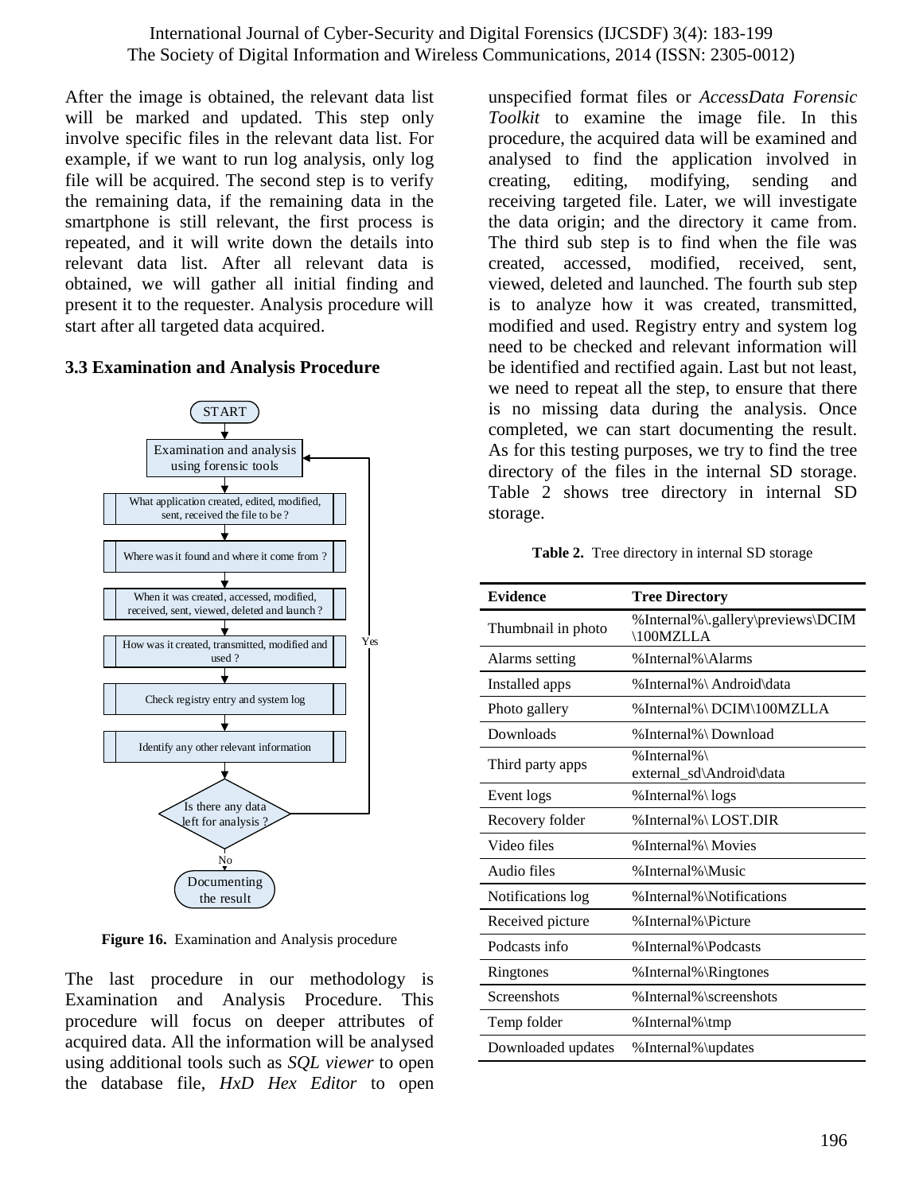After the image is obtained, the relevant data list will be marked and updated. This step only involve specific files in the relevant data list. For example, if we want to run log analysis, only log file will be acquired. The second step is to verify the remaining data, if the remaining data in the smartphone is still relevant, the first process is repeated, and it will write down the details into relevant data list. After all relevant data is obtained, we will gather all initial finding and present it to the requester. Analysis procedure will start after all targeted data acquired.

### 3.3 Examination and Analysis Procedure

**Figure 16.** Examination and Analysis procedure

The last procedure in our methodology is Examination and Analysis Procedure. This procedure will focus on deeper attributes of acquired data. All the information will be analysed using additional tools such as *SQL viewer* to open the database file, *HxD Hex Editor* to open unspecified format files or *AccessData Forensic Toolkit* to examine the image file. In this procedure, the acquired data will be examined and analysed to find the application involved in creating, editing, modifying, sending and receiving targeted file. Later, we will investigate the data origin; and the directory it came from. The third sub step is to find when the file was created, accessed, modified, received, sent, viewed, deleted and launched. The fourth sub step is to analyze how it was created, transmitted, modified and used. Registry entry and system log need to be checked and relevant information will be identified and rectified again. Last but not least, we need to repeat all the step, to ensure that there is no missing data during the analysis. Once completed, we can start documenting the result. As for this testing purposes, we try to find the tree directory of the files in the internal SD storage. Table 2 shows tree directory in internal SD storage.

**Table 2.** Tree directory in internal SD storage

| Evidence | Tree Directory |
|---|---|
| Thumbnail in photo | %Internal%\.gallery\previews\DCIM\100MZLLA |
| Alarms setting | %Internal%\Alarms |
| Installed apps | %Internal%\ Android\data |
| Photo gallery | %Internal%\ DCIM\100MZLLA |
| Downloads | %Internal%\ Download |
| Third party apps | %Internal%\ external_sd\Android\data |
| Event logs | %Internal%\ logs |
| Recovery folder | %Internal%\ LOST.DIR |
| Video files | %Internal%\ Movies |
| Audio files | %Internal%\Music |
| Notifications log | %Internal%\Notifications |
| Received picture | %Internal%\Picture |
| Podcasts info | %Internal%\Podcasts |
| Ringtones | %Internal%\Ringtones |
| Screenshots | %Internal%\screenshots |
| Temp folder | %Internal%\tmp |
| Downloaded updates | %Internal%\updates |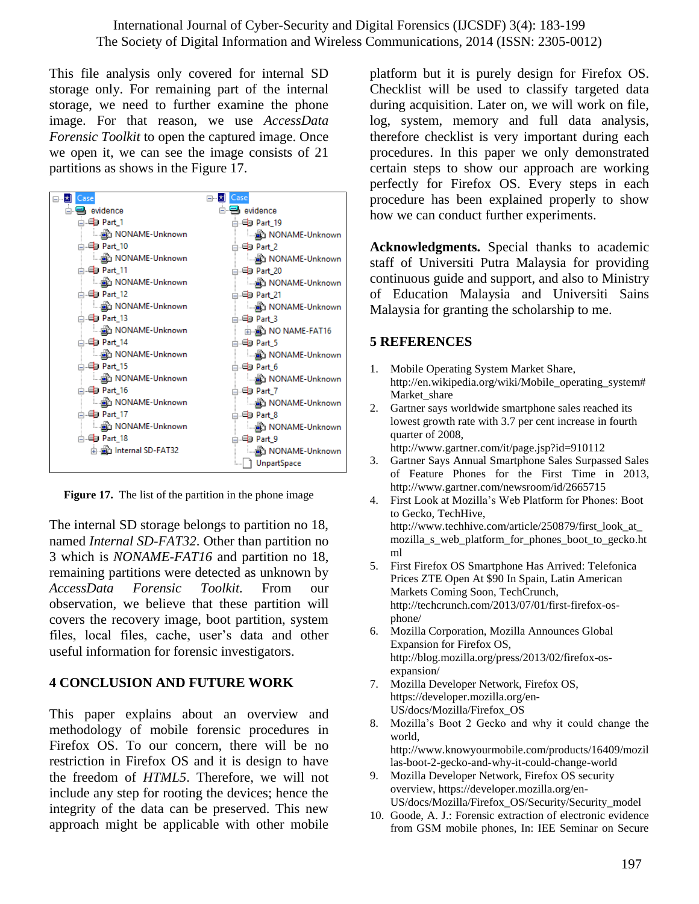This file analysis only covered for internal SD storage only. For remaining part of the internal storage, we need to further examine the phone image. For that reason, we use *AccessData Forensic Toolkit* to open the captured image. Once we open it, we can see the image consists of 21 partitions as shows in the Figure 17.

**Figure 17.** The list of the partition in the phone image

The internal SD storage belongs to partition no 18, named *Internal SD-FAT32*. Other than partition no 3 which is *NONAME-FAT16* and partition no 18, remaining partitions were detected as unknown by *AccessData Forensic Toolkit.* From our observation, we believe that these partition will covers the recovery image, boot partition, system files, local files, cache, user's data and other useful information for forensic investigators.

## 4 CONCLUSION AND FUTURE WORK

This paper explains about an overview and methodology of mobile forensic procedures in Firefox OS. To our concern, there will be no restriction in Firefox OS and it is design to have the freedom of *HTML5*. Therefore, we will not include any step for rooting the devices; hence the integrity of the data can be preserved. This new approach might be applicable with other mobile platform but it is purely design for Firefox OS. Checklist will be used to classify targeted data during acquisition. Later on, we will work on file, log, system, memory and full data analysis, therefore checklist is very important during each procedures. In this paper we only demonstrated certain steps to show our approach are working perfectly for Firefox OS. Every steps in each procedure has been explained properly to show how we can conduct further experiments.

**Acknowledgments.** Special thanks to academic staff of Universiti Putra Malaysia for providing continuous guide and support, and also to Ministry of Education Malaysia and Universiti Sains Malaysia for granting the scholarship to me.

## 5 REFERENCES

1. Mobile Operating System Market Share, http://en.wikipedia.org/wiki/Mobile_operating_system#Market_share
2. Gartner says worldwide smartphone sales reached its lowest growth rate with 3.7 per cent increase in fourth quarter of 2008, http://www.gartner.com/it/page.jsp?id=910112
3. Gartner Says Annual Smartphone Sales Surpassed Sales of Feature Phones for the First Time in 2013, http://www.gartner.com/newsroom/id/2665715
4. First Look at Mozilla's Web Platform for Phones: Boot to Gecko, TechHive, http://www.techhive.com/article/250879/first_look_at_mozilla_s_web_platform_for_phones_boot_to_gecko.html
5. First Firefox OS Smartphone Has Arrived: Telefonica Prices ZTE Open At $90 In Spain, Latin American Markets Coming Soon, TechCrunch, http://techcrunch.com/2013/07/01/first-firefox-os-phone/
6. Mozilla Corporation, Mozilla Announces Global Expansion for Firefox OS, http://blog.mozilla.org/press/2013/02/firefox-os-expansion/
7. Mozilla Developer Network, Firefox OS, https://developer.mozilla.org/en-US/docs/Mozilla/Firefox_OS
8. Mozilla's Boot 2 Gecko and why it could change the world, http://www.knowyourmobile.com/products/16409/mozillas-boot-2-gecko-and-why-it-could-change-world
9. Mozilla Developer Network, Firefox OS security overview, https://developer.mozilla.org/en-US/docs/Mozilla/Firefox_OS/Security/Security_model
10. Goode, A. J.: Forensic extraction of electronic evidence from GSM mobile phones, In: IEE Seminar on Secure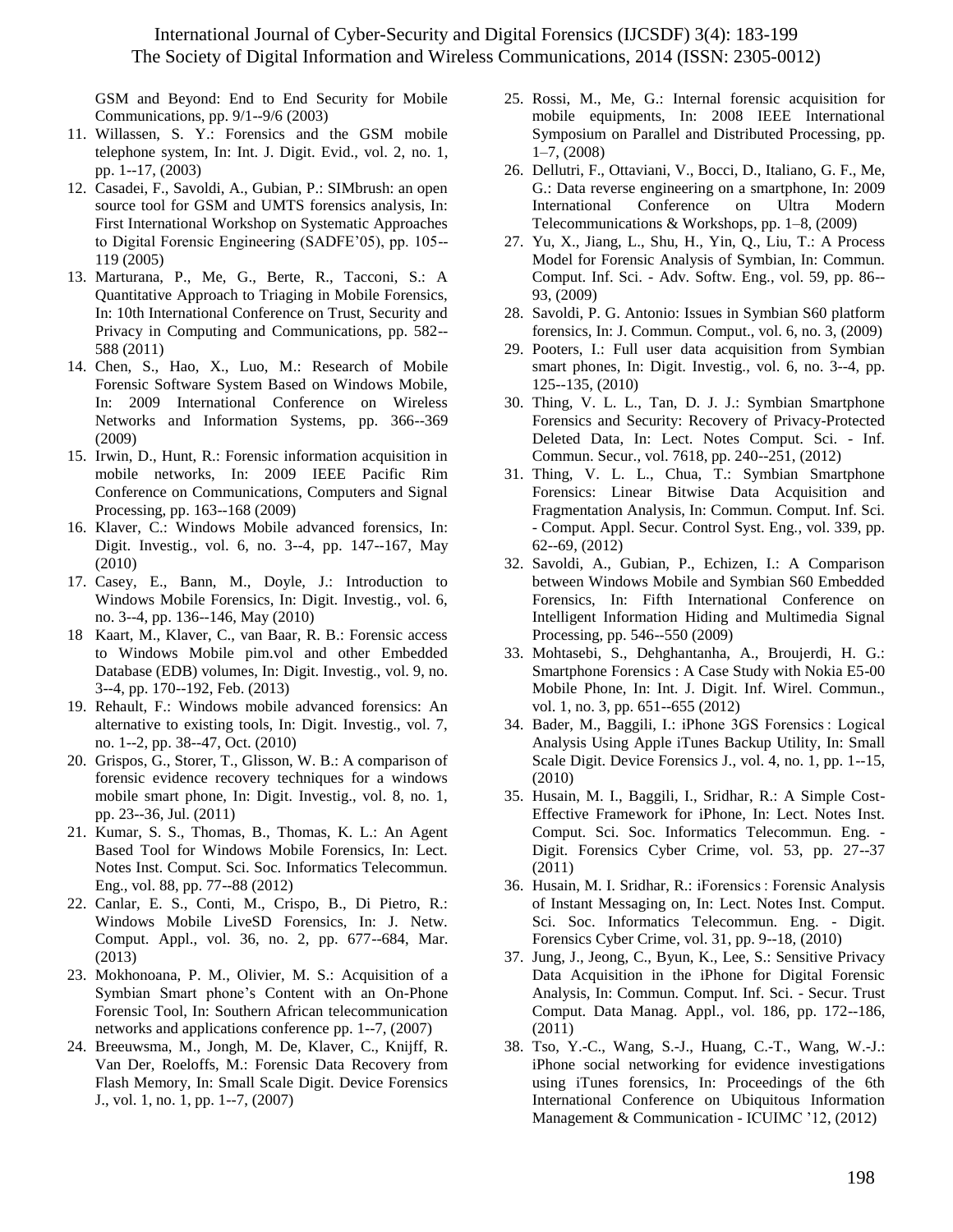GSM and Beyond: End to End Security for Mobile Communications, pp. 9/1--9/6 (2003)

11. Willassen, S. Y.: Forensics and the GSM mobile telephone system, In: Int. J. Digit. Evid., vol. 2, no. 1, pp. 1--17, (2003)
12. Casadei, F., Savoldi, A., Gubian, P.: SIMbrush: an open source tool for GSM and UMTS forensics analysis, In: First International Workshop on Systematic Approaches to Digital Forensic Engineering (SADFE'05), pp. 105--119 (2005)
13. Marturana, P., Me, G., Berte, R., Tacconi, S.: A Quantitative Approach to Triaging in Mobile Forensics, In: 10th International Conference on Trust, Security and Privacy in Computing and Communications, pp. 582--588 (2011)
14. Chen, S., Hao, X., Luo, M.: Research of Mobile Forensic Software System Based on Windows Mobile, In: 2009 International Conference on Wireless Networks and Information Systems, pp. 366--369 (2009)
15. Irwin, D., Hunt, R.: Forensic information acquisition in mobile networks, In: 2009 IEEE Pacific Rim Conference on Communications, Computers and Signal Processing, pp. 163--168 (2009)
16. Klaver, C.: Windows Mobile advanced forensics, In: Digit. Investig., vol. 6, no. 3--4, pp. 147--167, May (2010)
17. Casey, E., Bann, M., Doyle, J.: Introduction to Windows Mobile Forensics, In: Digit. Investig., vol. 6, no. 3--4, pp. 136--146, May (2010)
18. Kaart, M., Klaver, C., van Baar, R. B.: Forensic access to Windows Mobile pim.vol and other Embedded Database (EDB) volumes, In: Digit. Investig., vol. 9, no. 3--4, pp. 170--192, Feb. (2013)
19. Rehault, F.: Windows mobile advanced forensics: An alternative to existing tools, In: Digit. Investig., vol. 7, no. 1--2, pp. 38--47, Oct. (2010)
20. Grispos, G., Storer, T., Glisson, W. B.: A comparison of forensic evidence recovery techniques for a windows mobile smart phone, In: Digit. Investig., vol. 8, no. 1, pp. 23--36, Jul. (2011)
21. Kumar, S. S., Thomas, B., Thomas, K. L.: An Agent Based Tool for Windows Mobile Forensics, In: Lect. Notes Inst. Comput. Sci. Soc. Informatics Telecommun. Eng., vol. 88, pp. 77--88 (2012)
22. Canlar, E. S., Conti, M., Crispo, B., Di Pietro, R.: Windows Mobile LiveSD Forensics, In: J. Netw. Comput. Appl., vol. 36, no. 2, pp. 677--684, Mar. (2013)
23. Mokhonoana, P. M., Olivier, M. S.: Acquisition of a Symbian Smart phone's Content with an On-Phone Forensic Tool, In: Southern African telecommunication networks and applications conference pp. 1--7, (2007)
24. Breeuwsma, M., Jongh, M. De, Klaver, C., Knijff, R. Van Der, Roeloffs, M.: Forensic Data Recovery from Flash Memory, In: Small Scale Digit. Device Forensics J., vol. 1, no. 1, pp. 1--7, (2007)
25. Rossi, M., Me, G.: Internal forensic acquisition for mobile equipments, In: 2008 IEEE International Symposium on Parallel and Distributed Processing, pp. 1–7, (2008)
26. Dellutri, F., Ottaviani, V., Bocci, D., Italiano, G. F., Me, G.: Data reverse engineering on a smartphone, In: 2009 International Conference on Ultra Modern Telecommunications & Workshops, pp. 1–8, (2009)
27. Yu, X., Jiang, L., Shu, H., Yin, Q., Liu, T.: A Process Model for Forensic Analysis of Symbian, In: Commun. Comput. Inf. Sci. - Adv. Softw. Eng., vol. 59, pp. 86--93, (2009)
28. Savoldi, P. G. Antonio: Issues in Symbian S60 platform forensics, In: J. Commun. Comput., vol. 6, no. 3, (2009)
29. Pooters, I.: Full user data acquisition from Symbian smart phones, In: Digit. Investig., vol. 6, no. 3--4, pp. 125--135, (2010)
30. Thing, V. L. L., Tan, D. J. J.: Symbian Smartphone Forensics and Security: Recovery of Privacy-Protected Deleted Data, In: Lect. Notes Comput. Sci. - Inf. Commun. Secur., vol. 7618, pp. 240--251, (2012)
31. Thing, V. L. L., Chua, T.: Symbian Smartphone Forensics: Linear Bitwise Data Acquisition and Fragmentation Analysis, In: Commun. Comput. Inf. Sci. - Comput. Appl. Secur. Control Syst. Eng., vol. 339, pp. 62--69, (2012)
32. Savoldi, A., Gubian, P., Echizen, I.: A Comparison between Windows Mobile and Symbian S60 Embedded Forensics, In: Fifth International Conference on Intelligent Information Hiding and Multimedia Signal Processing, pp. 546--550 (2009)
33. Mohtasebi, S., Dehghantanha, A., Broujerdi, H. G.: Smartphone Forensics : A Case Study with Nokia E5-00 Mobile Phone, In: Int. J. Digit. Inf. Wirel. Commun., vol. 1, no. 3, pp. 651--655 (2012)
34. Bader, M., Baggili, I.: iPhone 3GS Forensics : Logical Analysis Using Apple iTunes Backup Utility, In: Small Scale Digit. Device Forensics J., vol. 4, no. 1, pp. 1--15, (2010)
35. Husain, M. I., Baggili, I., Sridhar, R.: A Simple Cost-Effective Framework for iPhone, In: Lect. Notes Inst. Comput. Sci. Soc. Informatics Telecommun. Eng. - Digit. Forensics Cyber Crime, vol. 53, pp. 27--37 (2011)
36. Husain, M. I. Sridhar, R.: iForensics : Forensic Analysis of Instant Messaging on, In: Lect. Notes Inst. Comput. Sci. Soc. Informatics Telecommun. Eng. - Digit. Forensics Cyber Crime, vol. 31, pp. 9--18, (2010)
37. Jung, J., Jeong, C., Byun, K., Lee, S.: Sensitive Privacy Data Acquisition in the iPhone for Digital Forensic Analysis, In: Commun. Comput. Inf. Sci. - Secur. Trust Comput. Data Manag. Appl., vol. 186, pp. 172--186, (2011)
38. Tso, Y.-C., Wang, S.-J., Huang, C.-T., Wang, W.-J.: iPhone social networking for evidence investigations using iTunes forensics, In: Proceedings of the 6th International Conference on Ubiquitous Information Management & Communication - ICUIMC '12, (2012)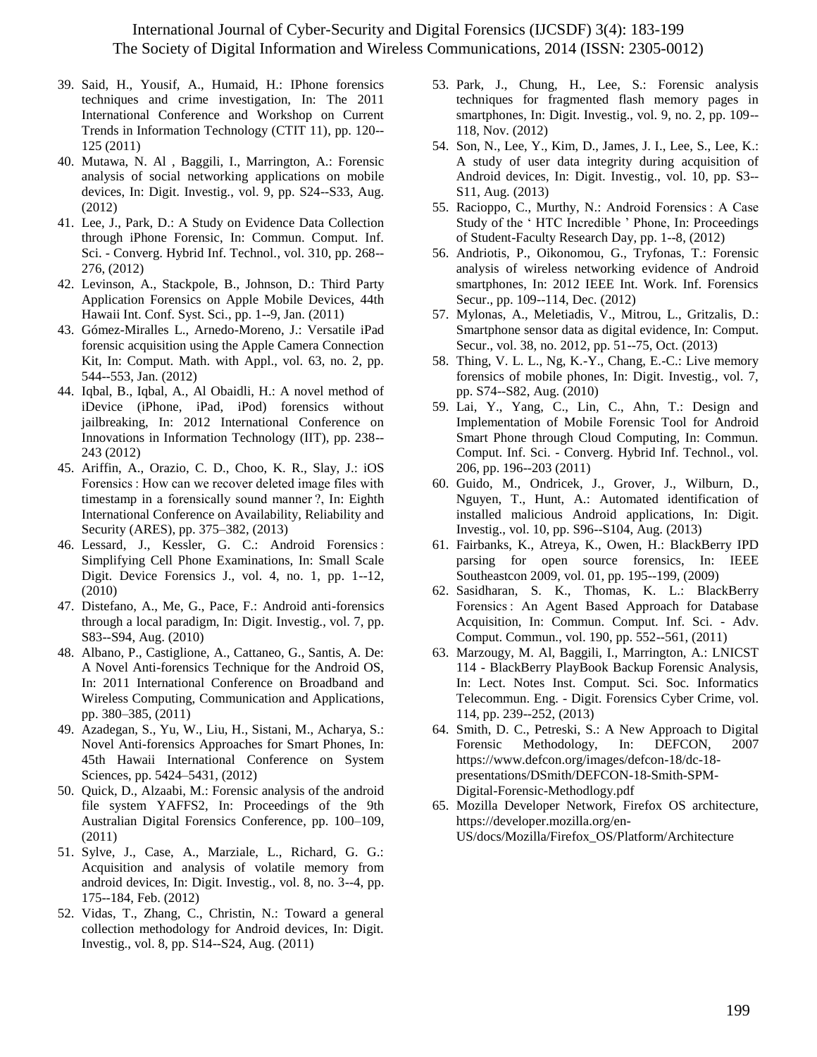39. Said, H., Yousif, A., Humaid, H.: IPhone forensics techniques and crime investigation, In: The 2011 International Conference and Workshop on Current Trends in Information Technology (CTIT 11), pp. 120--125 (2011)
40. Mutawa, N. Al , Baggili, I., Marrington, A.: Forensic analysis of social networking applications on mobile devices, In: Digit. Investig., vol. 9, pp. S24--S33, Aug. (2012)
41. Lee, J., Park, D.: A Study on Evidence Data Collection through iPhone Forensic, In: Commun. Comput. Inf. Sci. - Converg. Hybrid Inf. Technol., vol. 310, pp. 268--276, (2012)
42. Levinson, A., Stackpole, B., Johnson, D.: Third Party Application Forensics on Apple Mobile Devices, 44th Hawaii Int. Conf. Syst. Sci., pp. 1--9, Jan. (2011)
43. Gómez-Miralles L., Arnedo-Moreno, J.: Versatile iPad forensic acquisition using the Apple Camera Connection Kit, In: Comput. Math. with Appl., vol. 63, no. 2, pp. 544--553, Jan. (2012)
44. Iqbal, B., Iqbal, A., Al Obaidli, H.: A novel method of iDevice (iPhone, iPad, iPod) forensics without jailbreaking, In: 2012 International Conference on Innovations in Information Technology (IIT), pp. 238--243 (2012)
45. Ariffin, A., Orazio, C. D., Choo, K. R., Slay, J.: iOS Forensics : How can we recover deleted image files with timestamp in a forensically sound manner ?, In: Eighth International Conference on Availability, Reliability and Security (ARES), pp. 375–382, (2013)
46. Lessard, J., Kessler, G. C.: Android Forensics : Simplifying Cell Phone Examinations, In: Small Scale Digit. Device Forensics J., vol. 4, no. 1, pp. 1--12, (2010)
47. Distefano, A., Me, G., Pace, F.: Android anti-forensics through a local paradigm, In: Digit. Investig., vol. 7, pp. S83--S94, Aug. (2010)
48. Albano, P., Castiglione, A., Cattaneo, G., Santis, A. De: A Novel Anti-forensics Technique for the Android OS, In: 2011 International Conference on Broadband and Wireless Computing, Communication and Applications, pp. 380–385, (2011)
49. Azadegan, S., Yu, W., Liu, H., Sistani, M., Acharya, S.: Novel Anti-forensics Approaches for Smart Phones, In: 45th Hawaii International Conference on System Sciences, pp. 5424–5431, (2012)
50. Quick, D., Alzaabi, M.: Forensic analysis of the android file system YAFFS2, In: Proceedings of the 9th Australian Digital Forensics Conference, pp. 100–109, (2011)
51. Sylve, J., Case, A., Marziale, L., Richard, G. G.: Acquisition and analysis of volatile memory from android devices, In: Digit. Investig., vol. 8, no. 3--4, pp. 175--184, Feb. (2012)
52. Vidas, T., Zhang, C., Christin, N.: Toward a general collection methodology for Android devices, In: Digit. Investig., vol. 8, pp. S14--S24, Aug. (2011)
53. Park, J., Chung, H., Lee, S.: Forensic analysis techniques for fragmented flash memory pages in smartphones, In: Digit. Investig., vol. 9, no. 2, pp. 109--118, Nov. (2012)
54. Son, N., Lee, Y., Kim, D., James, J. I., Lee, S., Lee, K.: A study of user data integrity during acquisition of Android devices, In: Digit. Investig., vol. 10, pp. S3--S11, Aug. (2013)
55. Racioppo, C., Murthy, N.: Android Forensics : A Case Study of the ' HTC Incredible ' Phone, In: Proceedings of Student-Faculty Research Day, pp. 1--8, (2012)
56. Andriotis, P., Oikonomou, G., Tryfonas, T.: Forensic analysis of wireless networking evidence of Android smartphones, In: 2012 IEEE Int. Work. Inf. Forensics Secur., pp. 109--114, Dec. (2012)
57. Mylonas, A., Meletiadis, V., Mitrou, L., Gritzalis, D.: Smartphone sensor data as digital evidence, In: Comput. Secur., vol. 38, no. 2012, pp. 51--75, Oct. (2013)
58. Thing, V. L. L., Ng, K.-Y., Chang, E.-C.: Live memory forensics of mobile phones, In: Digit. Investig., vol. 7, pp. S74--S82, Aug. (2010)
59. Lai, Y., Yang, C., Lin, C., Ahn, T.: Design and Implementation of Mobile Forensic Tool for Android Smart Phone through Cloud Computing, In: Commun. Comput. Inf. Sci. - Converg. Hybrid Inf. Technol., vol. 206, pp. 196--203 (2011)
60. Guido, M., Ondricek, J., Grover, J., Wilburn, D., Nguyen, T., Hunt, A.: Automated identification of installed malicious Android applications, In: Digit. Investig., vol. 10, pp. S96--S104, Aug. (2013)
61. Fairbanks, K., Atreya, K., Owen, H.: BlackBerry IPD parsing for open source forensics, In: IEEE Southeastcon 2009, vol. 01, pp. 195--199, (2009)
62. Sasidharan, S. K., Thomas, K. L.: BlackBerry Forensics : An Agent Based Approach for Database Acquisition, In: Commun. Comput. Inf. Sci. - Adv. Comput. Commun., vol. 190, pp. 552--561, (2011)
63. Marzougy, M. Al, Baggili, I., Marrington, A.: LNICST 114 - BlackBerry PlayBook Backup Forensic Analysis, In: Lect. Notes Inst. Comput. Sci. Soc. Informatics Telecommun. Eng. - Digit. Forensics Cyber Crime, vol. 114, pp. 239--252, (2013)
64. Smith, D. C., Petreski, S.: A New Approach to Digital Forensic Methodology, In: DEFCON, 2007 https://www.defcon.org/images/defcon-18/dc-18-presentations/DSmith/DEFCON-18-Smith-SPM-Digital-Forensic-Methodlogy.pdf
65. Mozilla Developer Network, Firefox OS architecture, https://developer.mozilla.org/en-US/docs/Mozilla/Firefox_OS/Platform/Architecture